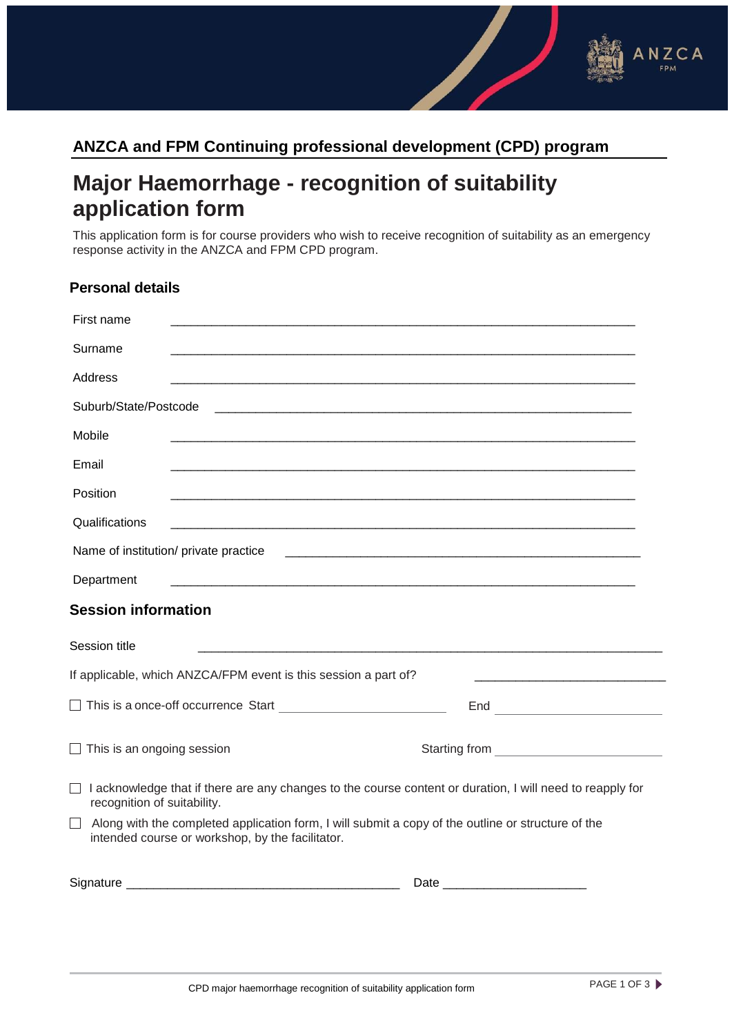## ANZCA and FPM Continuing professional development (CPD) program

# Major Haemorrhage - recognition of suitability application form

This application form is for course providers who wish to receive recognition of suitability as an emergency response activity in the ANZCA and FPM CPD program.

### Personal details

First name ____________________________________________________________________

Surname ____________________________________________________________________

Address ____________________________________________________________________

Suburb/State/Postcode ____________________________________________________________

Mobile ____________________________________________________________________

Email ____________________________________________________________________

Position ____________________________________________________________________

Qualifications ____________________________________________________________________

Name of institution/ private practice ______________________________________________

Department ____________________________________________________________________

### Session information

Session title ____________________________________________________________________

If applicable, which ANZCA/FPM event is this session a part of? ___________________________

☐ This is a once-off occurrence Start ______________________ End ______________________

☐ This is an ongoing session Starting from ______________________

☐ I acknowledge that if there are any changes to the course content or duration, I will need to reapply for recognition of suitability.

☐ Along with the completed application form, I will submit a copy of the outline or structure of the intended course or workshop, by the facilitator.

Signature ____________________________________ Date ____________________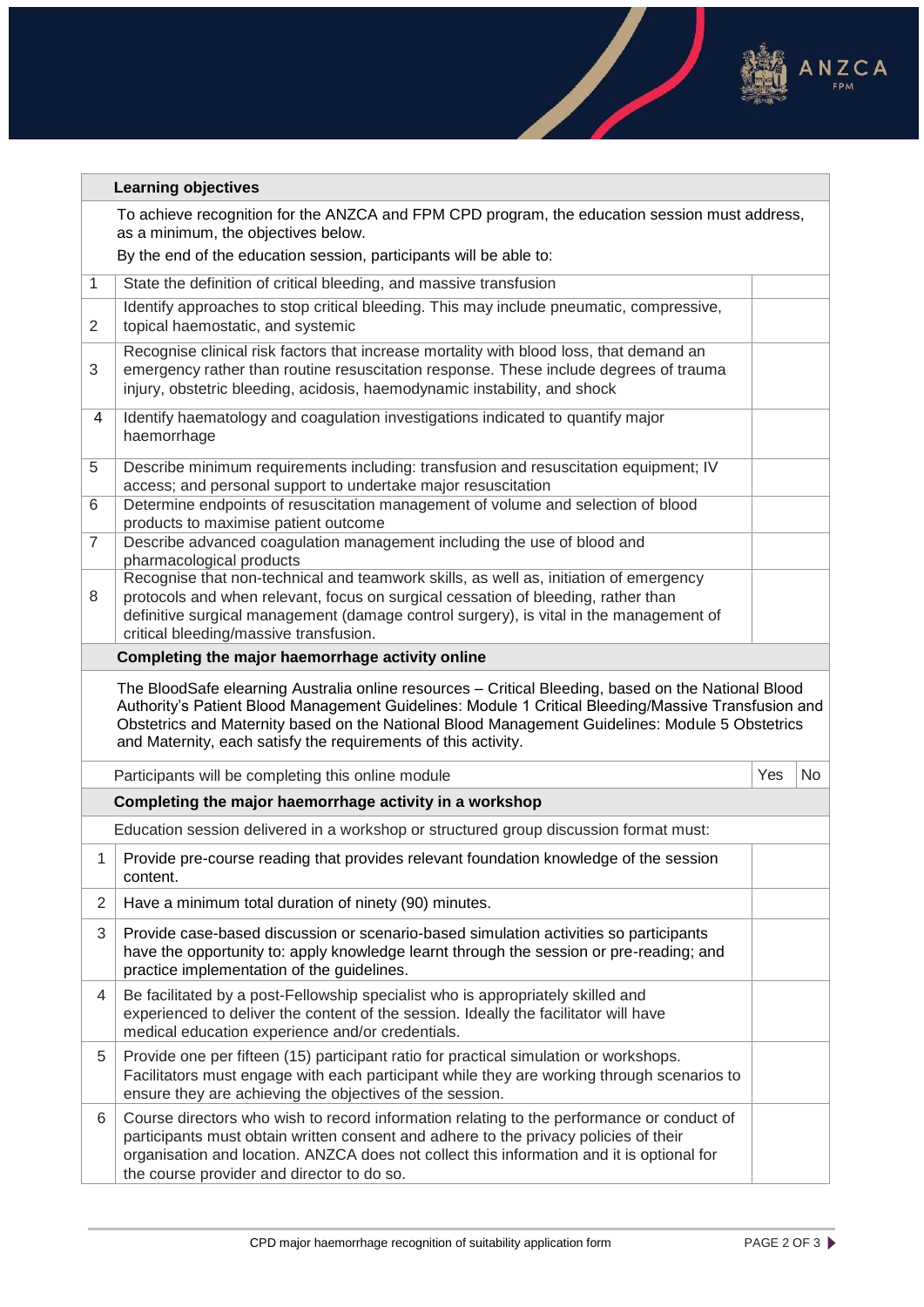| | **Learning objectives** | |
|---|---|---|
| | To achieve recognition for the ANZCA and FPM CPD program, the education session must address, as a minimum, the objectives below.<br>By the end of the education session, participants will be able to: | |
| 1 | State the definition of critical bleeding, and massive transfusion | |
| 2 | Identify approaches to stop critical bleeding. This may include pneumatic, compressive, topical haemostatic, and systemic | |
| 3 | Recognise clinical risk factors that increase mortality with blood loss, that demand an emergency rather than routine resuscitation response. These include degrees of trauma injury, obstetric bleeding, acidosis, haemodynamic instability, and shock | |
| 4 | Identify haematology and coagulation investigations indicated to quantify major haemorrhage | |
| 5 | Describe minimum requirements including: transfusion and resuscitation equipment; IV access; and personal support to undertake major resuscitation | |
| 6 | Determine endpoints of resuscitation management of volume and selection of blood products to maximise patient outcome | |
| 7 | Describe advanced coagulation management including the use of blood and pharmacological products | |
| 8 | Recognise that non-technical and teamwork skills, as well as, initiation of emergency protocols and when relevant, focus on surgical cessation of bleeding, rather than definitive surgical management (damage control surgery), is vital in the management of critical bleeding/massive transfusion. | |

| | **Completing the major haemorrhage activity online** | | |
|---|---|---|---|
| | The BloodSafe elearning Australia online resources – Critical Bleeding, based on the National Blood Authority's Patient Blood Management Guidelines: Module 1 Critical Bleeding/Massive Transfusion and Obstetrics and Maternity based on the National Blood Management Guidelines: Module 5 Obstetrics and Maternity, each satisfy the requirements of this activity. | | |
| | Participants will be completing this online module | Yes | No |

| | **Completing the major haemorrhage activity in a workshop** | |
|---|---|---|
| | Education session delivered in a workshop or structured group discussion format must: | |
| 1 | Provide pre-course reading that provides relevant foundation knowledge of the session content. | |
| 2 | Have a minimum total duration of ninety (90) minutes. | |
| 3 | Provide case-based discussion or scenario-based simulation activities so participants have the opportunity to: apply knowledge learnt through the session or pre-reading; and practice implementation of the guidelines. | |
| 4 | Be facilitated by a post-Fellowship specialist who is appropriately skilled and experienced to deliver the content of the session. Ideally the facilitator will have medical education experience and/or credentials. | |
| 5 | Provide one per fifteen (15) participant ratio for practical simulation or workshops. Facilitators must engage with each participant while they are working through scenarios to ensure they are achieving the objectives of the session. | |
| 6 | Course directors who wish to record information relating to the performance or conduct of participants must obtain written consent and adhere to the privacy policies of their organisation and location. ANZCA does not collect this information and it is optional for the course provider and director to do so. | |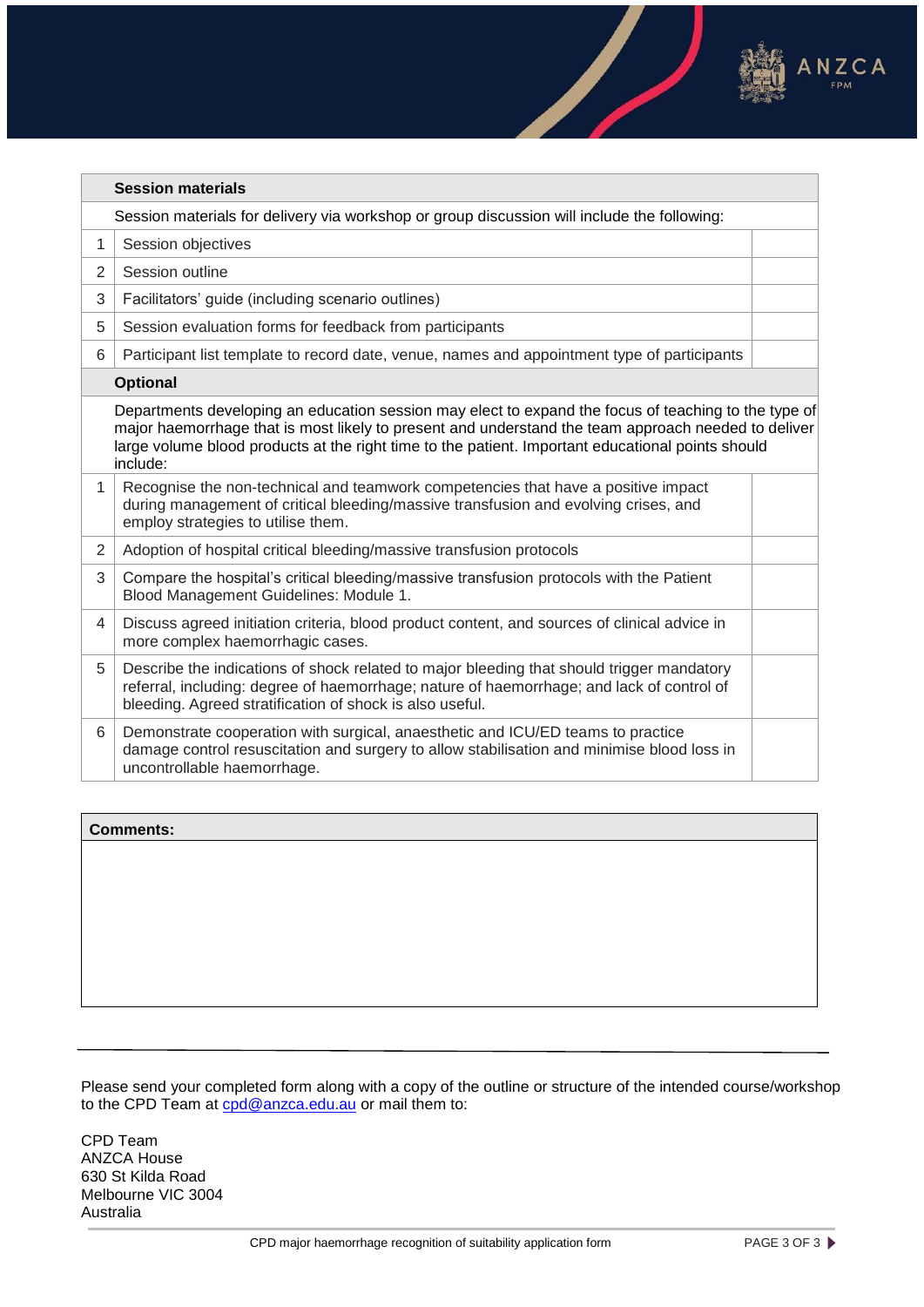| | | |
|---|---|---|
| | **Session materials** | |
| | Session materials for delivery via workshop or group discussion will include the following: | |
| 1 | Session objectives | |
| 2 | Session outline | |
| 3 | Facilitators' guide (including scenario outlines) | |
| 5 | Session evaluation forms for feedback from participants | |
| 6 | Participant list template to record date, venue, names and appointment type of participants | |
| | **Optional** | |
| | Departments developing an education session may elect to expand the focus of teaching to the type of major haemorrhage that is most likely to present and understand the team approach needed to deliver large volume blood products at the right time to the patient. Important educational points should include: | |
| 1 | Recognise the non-technical and teamwork competencies that have a positive impact during management of critical bleeding/massive transfusion and evolving crises, and employ strategies to utilise them. | |
| 2 | Adoption of hospital critical bleeding/massive transfusion protocols | |
| 3 | Compare the hospital's critical bleeding/massive transfusion protocols with the Patient Blood Management Guidelines: Module 1. | |
| 4 | Discuss agreed initiation criteria, blood product content, and sources of clinical advice in more complex haemorrhagic cases. | |
| 5 | Describe the indications of shock related to major bleeding that should trigger mandatory referral, including: degree of haemorrhage; nature of haemorrhage; and lack of control of bleeding. Agreed stratification of shock is also useful. | |
| 6 | Demonstrate cooperation with surgical, anaesthetic and ICU/ED teams to practice damage control resuscitation and surgery to allow stabilisation and minimise blood loss in uncontrollable haemorrhage. | |

| **Comments:** |
|---|
| |

Please send your completed form along with a copy of the outline or structure of the intended course/workshop to the CPD Team at cpd@anzca.edu.au or mail them to:

CPD Team
ANZCA House
630 St Kilda Road
Melbourne VIC 3004
Australia